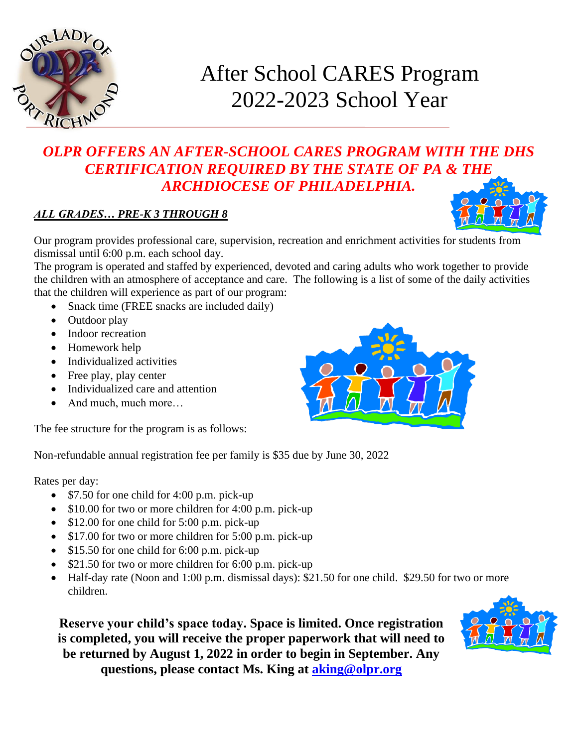# After School CARES Program 2022-2023 School Year

***OLPR OFFERS AN AFTER-SCHOOL CARES PROGRAM WITH THE DHS CERTIFICATION REQUIRED BY THE STATE OF PA & THE ARCHDIOCESE OF PHILADELPHIA.***

***ALL GRADES… PRE-K 3 THROUGH 8***

Our program provides professional care, supervision, recreation and enrichment activities for students from dismissal until 6:00 p.m. each school day.

The program is operated and staffed by experienced, devoted and caring adults who work together to provide the children with an atmosphere of acceptance and care. The following is a list of some of the daily activities that the children will experience as part of our program:

- Snack time (FREE snacks are included daily)
- Outdoor play
- Indoor recreation
- Homework help
- Individualized activities
- Free play, play center
- Individualized care and attention
- And much, much more…

The fee structure for the program is as follows:

Non-refundable annual registration fee per family is $35 due by June 30, 2022

Rates per day:

- $7.50 for one child for 4:00 p.m. pick-up
- $10.00 for two or more children for 4:00 p.m. pick-up
- $12.00 for one child for 5:00 p.m. pick-up
- $17.00 for two or more children for 5:00 p.m. pick-up
- $15.50 for one child for 6:00 p.m. pick-up
- $21.50 for two or more children for 6:00 p.m. pick-up
- Half-day rate (Noon and 1:00 p.m. dismissal days): $21.50 for one child. $29.50 for two or more children.

**Reserve your child's space today. Space is limited. Once registration is completed, you will receive the proper paperwork that will need to be returned by August 1, 2022 in order to begin in September. Any questions, please contact Ms. King at aking@olpr.org**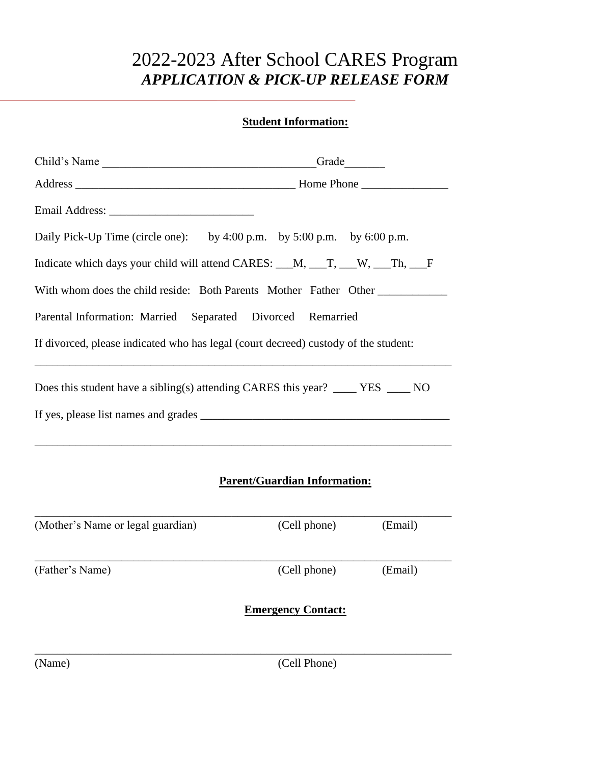# 2022-2023 After School CARES Program
## *APPLICATION & PICK-UP RELEASE FORM*

**Student Information:**

Child's Name _____________________________________Grade_______

Address _______________________________________ Home Phone _______________

Email Address: _________________________

Daily Pick-Up Time (circle one): by 4:00 p.m. by 5:00 p.m. by 6:00 p.m.

Indicate which days your child will attend CARES: ___M, ___T, ___W, ___Th, ___F

With whom does the child reside: Both Parents Mother Father Other ____________

Parental Information: Married Separated Divorced Remarried

If divorced, please indicated who has legal (court decreed) custody of the student:

__________________________________________________________________________

Does this student have a sibling(s) attending CARES this year? ____ YES ____ NO

If yes, please list names and grades ____________________________________________

__________________________________________________________________________

**Parent/Guardian Information:**

__________________________________________________________________________

(Mother's Name or legal guardian) (Cell phone) (Email)

__________________________________________________________________________

(Father's Name) (Cell phone) (Email)

**Emergency Contact:**

__________________________________________________________________________

(Name) (Cell Phone)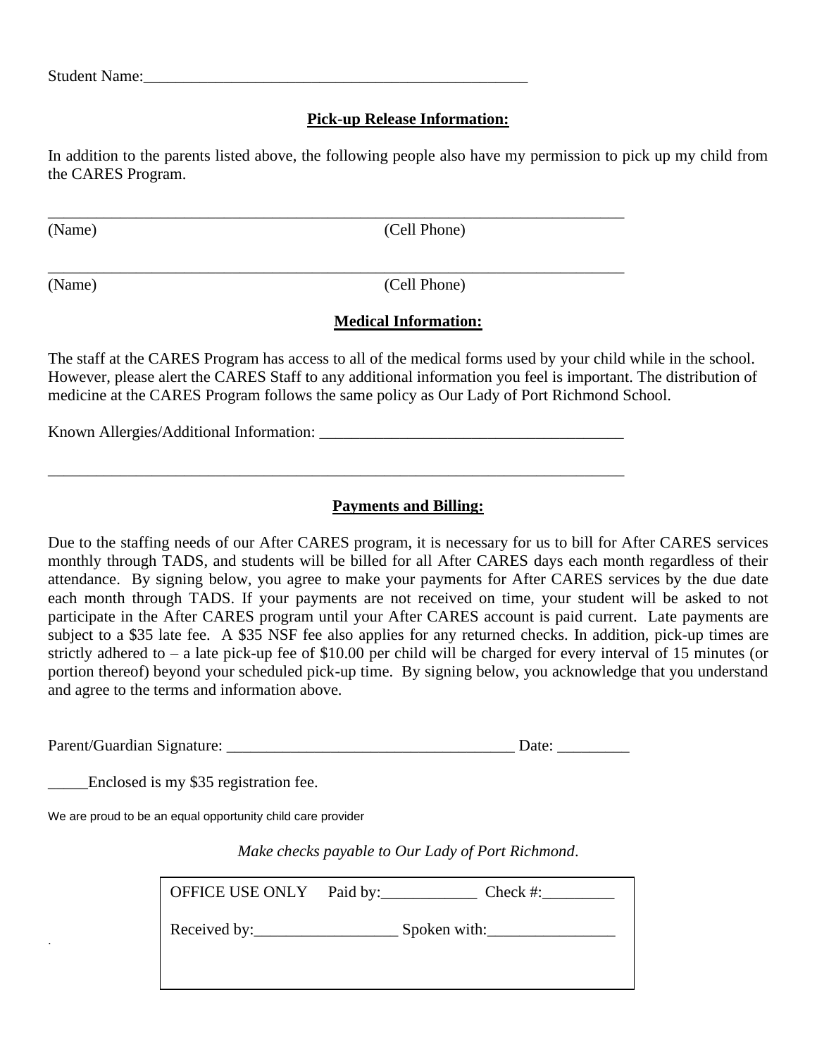Student Name:__________________________________________________

**Pick-up Release Information:**

In addition to the parents listed above, the following people also have my permission to pick up my child from the CARES Program.

___________________________________________________________________________
(Name) (Cell Phone)

___________________________________________________________________________
(Name) (Cell Phone)

**Medical Information:**

The staff at the CARES Program has access to all of the medical forms used by your child while in the school. However, please alert the CARES Staff to any additional information you feel is important. The distribution of medicine at the CARES Program follows the same policy as Our Lady of Port Richmond School.

Known Allergies/Additional Information: _______________________________________

___________________________________________________________________________

**Payments and Billing:**

Due to the staffing needs of our After CARES program, it is necessary for us to bill for After CARES services monthly through TADS, and students will be billed for all After CARES days each month regardless of their attendance. By signing below, you agree to make your payments for After CARES services by the due date each month through TADS. If your payments are not received on time, your student will be asked to not participate in the After CARES program until your After CARES account is paid current. Late payments are subject to a $35 late fee. A $35 NSF fee also applies for any returned checks. In addition, pick-up times are strictly adhered to – a late pick-up fee of $10.00 per child will be charged for every interval of 15 minutes (or portion thereof) beyond your scheduled pick-up time. By signing below, you acknowledge that you understand and agree to the terms and information above.

Parent/Guardian Signature: _____________________________________ Date: _________

_____Enclosed is my $35 registration fee.

We are proud to be an equal opportunity child care provider

*Make checks payable to Our Lady of Port Richmond*.

OFFICE USE ONLY Paid by:____________ Check #:_________

Received by:__________________ Spoken with:________________